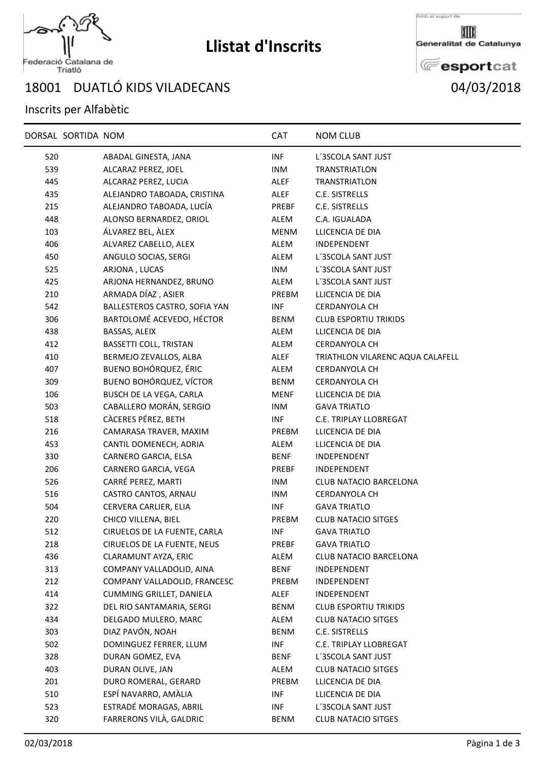Federació Catalana de Triatló

# Llistat d'Inscrits

Amb el suport de Generalitat de Catalunya esportcat

## 18001 DUATLÓ KIDS VILADECANS 04/03/2018

Inscrits per Alfabètic

| DORSAL | SORTIDA | NOM | CAT | NOM CLUB |
|---|---|---|---|---|
| 520 | | ABADAL GINESTA, JANA | INF | L´3SCOLA SANT JUST |
| 539 | | ALCARAZ PEREZ, JOEL | INM | TRANSTRIATLON |
| 445 | | ALCARAZ PEREZ, LUCIA | ALEF | TRANSTRIATLON |
| 435 | | ALEJANDRO TABOADA, CRISTINA | ALEF | C.E. SISTRELLS |
| 215 | | ALEJANDRO TABOADA, LUCÍA | PREBF | C.E. SISTRELLS |
| 448 | | ALONSO BERNARDEZ, ORIOL | ALEM | C.A. IGUALADA |
| 103 | | ÁLVAREZ BEL, ÀLEX | MENM | LLICENCIA DE DIA |
| 406 | | ALVAREZ CABELLO, ALEX | ALEM | INDEPENDENT |
| 450 | | ANGULO SOCIAS, SERGI | ALEM | L´3SCOLA SANT JUST |
| 525 | | ARJONA , LUCAS | INM | L´3SCOLA SANT JUST |
| 425 | | ARJONA HERNANDEZ, BRUNO | ALEM | L´3SCOLA SANT JUST |
| 210 | | ARMADA DÍAZ , ASIER | PREBM | LLICENCIA DE DIA |
| 542 | | BALLESTEROS CASTRO, SOFIA YAN | INF | CERDANYOLA CH |
| 306 | | BARTOLOMÉ ACEVEDO, HÉCTOR | BENM | CLUB ESPORTIU TRIKIDS |
| 438 | | BASSAS, ALEIX | ALEM | LLICENCIA DE DIA |
| 412 | | BASSETTI COLL, TRISTAN | ALEM | CERDANYOLA CH |
| 410 | | BERMEJO ZEVALLOS, ALBA | ALEF | TRIATHLON VILARENC AQUA CALAFELL |
| 407 | | BUENO BOHÓRQUEZ, ÉRIC | ALEM | CERDANYOLA CH |
| 309 | | BUENO BOHÓRQUEZ, VÍCTOR | BENM | CERDANYOLA CH |
| 106 | | BUSCH DE LA VEGA, CARLA | MENF | LLICENCIA DE DIA |
| 503 | | CABALLERO MORÁN, SERGIO | INM | GAVA TRIATLO |
| 518 | | CÀCERES PÉREZ, BETH | INF | C.E. TRIPLAY LLOBREGAT |
| 216 | | CAMARASA TRAVER, MAXIM | PREBM | LLICENCIA DE DIA |
| 453 | | CANTIL DOMENECH, ADRIA | ALEM | LLICENCIA DE DIA |
| 330 | | CARNERO GARCIA, ELSA | BENF | INDEPENDENT |
| 206 | | CARNERO GARCIA, VEGA | PREBF | INDEPENDENT |
| 526 | | CARRÉ PEREZ, MARTI | INM | CLUB NATACIO BARCELONA |
| 516 | | CASTRO CANTOS, ARNAU | INM | CERDANYOLA CH |
| 504 | | CERVERA CARLIER, ELIA | INF | GAVA TRIATLO |
| 220 | | CHICO VILLENA, BIEL | PREBM | CLUB NATACIO SITGES |
| 512 | | CIRUELOS DE LA FUENTE, CARLA | INF | GAVA TRIATLO |
| 218 | | CIRUELOS DE LA FUENTE, NEUS | PREBF | GAVA TRIATLO |
| 436 | | CLARAMUNT AYZA, ERIC | ALEM | CLUB NATACIO BARCELONA |
| 313 | | COMPANY VALLADOLID, AINA | BENF | INDEPENDENT |
| 212 | | COMPANY VALLADOLID, FRANCESC | PREBM | INDEPENDENT |
| 414 | | CUMMING GRILLET, DANIELA | ALEF | INDEPENDENT |
| 322 | | DEL RIO SANTAMARIA, SERGI | BENM | CLUB ESPORTIU TRIKIDS |
| 434 | | DELGADO MULERO, MARC | ALEM | CLUB NATACIO SITGES |
| 303 | | DIAZ PAVÓN, NOAH | BENM | C.E. SISTRELLS |
| 502 | | DOMINGUEZ FERRER, LLUM | INF | C.E. TRIPLAY LLOBREGAT |
| 328 | | DURAN GOMEZ, EVA | BENF | L´3SCOLA SANT JUST |
| 403 | | DURAN OLIVE, JAN | ALEM | CLUB NATACIO SITGES |
| 201 | | DURO ROMERAL, GERARD | PREBM | LLICENCIA DE DIA |
| 510 | | ESPÍ NAVARRO, AMÀLIA | INF | LLICENCIA DE DIA |
| 523 | | ESTRADÉ MORAGAS, ABRIL | INF | L´3SCOLA SANT JUST |
| 320 | | FARRERONS VILÀ, GALDRIC | BENM | CLUB NATACIO SITGES |

02/03/2018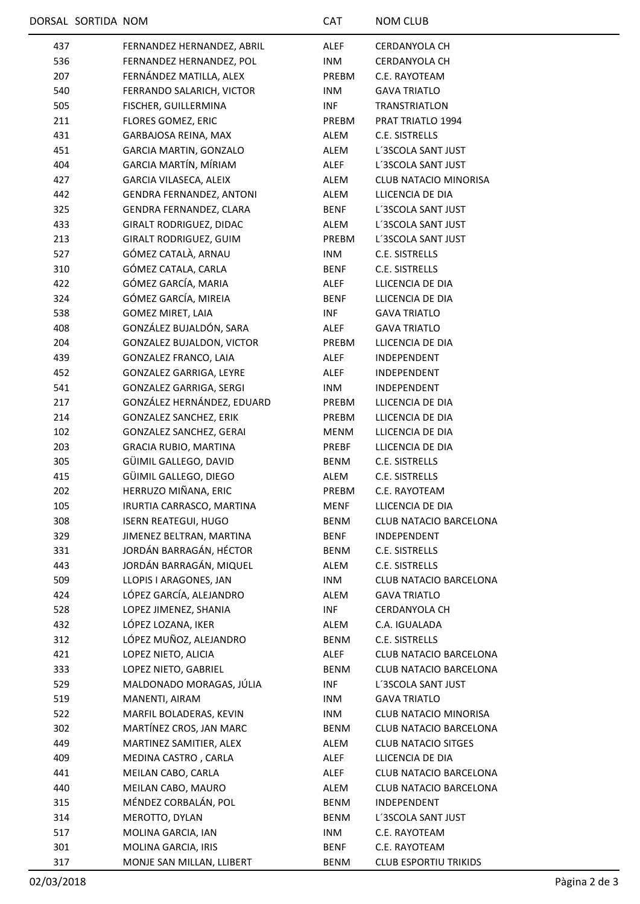| DORSAL | SORTIDA | NOM | CAT | NOM CLUB |
|---|---|---|---|---|
| 437 | | FERNANDEZ HERNANDEZ, ABRIL | ALEF | CERDANYOLA CH |
| 536 | | FERNANDEZ HERNANDEZ, POL | INM | CERDANYOLA CH |
| 207 | | FERNÁNDEZ MATILLA, ALEX | PREBM | C.E. RAYOTEAM |
| 540 | | FERRANDO SALARICH, VICTOR | INM | GAVA TRIATLO |
| 505 | | FISCHER, GUILLERMINA | INF | TRANSTRIATLON |
| 211 | | FLORES GOMEZ, ERIC | PREBM | PRAT TRIATLO 1994 |
| 431 | | GARBAJOSA REINA, MAX | ALEM | C.E. SISTRELLS |
| 451 | | GARCIA MARTIN, GONZALO | ALEM | L´3SCOLA SANT JUST |
| 404 | | GARCIA MARTÍN, MÍRIAM | ALEF | L´3SCOLA SANT JUST |
| 427 | | GARCIA VILASECA, ALEIX | ALEM | CLUB NATACIO MINORISA |
| 442 | | GENDRA FERNANDEZ, ANTONI | ALEM | LLICENCIA DE DIA |
| 325 | | GENDRA FERNANDEZ, CLARA | BENF | L´3SCOLA SANT JUST |
| 433 | | GIRALT RODRIGUEZ, DIDAC | ALEM | L´3SCOLA SANT JUST |
| 213 | | GIRALT RODRIGUEZ, GUIM | PREBM | L´3SCOLA SANT JUST |
| 527 | | GÓMEZ CATALÀ, ARNAU | INM | C.E. SISTRELLS |
| 310 | | GÓMEZ CATALA, CARLA | BENF | C.E. SISTRELLS |
| 422 | | GÓMEZ GARCÍA, MARIA | ALEF | LLICENCIA DE DIA |
| 324 | | GÓMEZ GARCÍA, MIREIA | BENF | LLICENCIA DE DIA |
| 538 | | GOMEZ MIRET, LAIA | INF | GAVA TRIATLO |
| 408 | | GONZÁLEZ BUJALDÓN, SARA | ALEF | GAVA TRIATLO |
| 204 | | GONZALEZ BUJALDON, VICTOR | PREBM | LLICENCIA DE DIA |
| 439 | | GONZALEZ FRANCO, LAIA | ALEF | INDEPENDENT |
| 452 | | GONZALEZ GARRIGA, LEYRE | ALEF | INDEPENDENT |
| 541 | | GONZALEZ GARRIGA, SERGI | INM | INDEPENDENT |
| 217 | | GONZÁLEZ HERNÁNDEZ, EDUARD | PREBM | LLICENCIA DE DIA |
| 214 | | GONZALEZ SANCHEZ, ERIK | PREBM | LLICENCIA DE DIA |
| 102 | | GONZALEZ SANCHEZ, GERAI | MENM | LLICENCIA DE DIA |
| 203 | | GRACIA RUBIO, MARTINA | PREBF | LLICENCIA DE DIA |
| 305 | | GÜIMIL GALLEGO, DAVID | BENM | C.E. SISTRELLS |
| 415 | | GÜIMIL GALLEGO, DIEGO | ALEM | C.E. SISTRELLS |
| 202 | | HERRUZO MIÑANA, ERIC | PREBM | C.E. RAYOTEAM |
| 105 | | IRURTIA CARRASCO, MARTINA | MENF | LLICENCIA DE DIA |
| 308 | | ISERN REATEGUI, HUGO | BENM | CLUB NATACIO BARCELONA |
| 329 | | JIMENEZ BELTRAN, MARTINA | BENF | INDEPENDENT |
| 331 | | JORDÁN BARRAGÁN, HÉCTOR | BENM | C.E. SISTRELLS |
| 443 | | JORDÁN BARRAGÁN, MIQUEL | ALEM | C.E. SISTRELLS |
| 509 | | LLOPIS I ARAGONES, JAN | INM | CLUB NATACIO BARCELONA |
| 424 | | LÓPEZ GARCÍA, ALEJANDRO | ALEM | GAVA TRIATLO |
| 528 | | LOPEZ JIMENEZ, SHANIA | INF | CERDANYOLA CH |
| 432 | | LÓPEZ LOZANA, IKER | ALEM | C.A. IGUALADA |
| 312 | | LÓPEZ MUÑOZ, ALEJANDRO | BENM | C.E. SISTRELLS |
| 421 | | LOPEZ NIETO, ALICIA | ALEF | CLUB NATACIO BARCELONA |
| 333 | | LOPEZ NIETO, GABRIEL | BENM | CLUB NATACIO BARCELONA |
| 529 | | MALDONADO MORAGAS, JÚLIA | INF | L´3SCOLA SANT JUST |
| 519 | | MANENTI, AIRAM | INM | GAVA TRIATLO |
| 522 | | MARFIL BOLADERAS, KEVIN | INM | CLUB NATACIO MINORISA |
| 302 | | MARTÍNEZ CROS, JAN MARC | BENM | CLUB NATACIO BARCELONA |
| 449 | | MARTINEZ SAMITIER, ALEX | ALEM | CLUB NATACIO SITGES |
| 409 | | MEDINA CASTRO , CARLA | ALEF | LLICENCIA DE DIA |
| 441 | | MEILAN CABO, CARLA | ALEF | CLUB NATACIO BARCELONA |
| 440 | | MEILAN CABO, MAURO | ALEM | CLUB NATACIO BARCELONA |
| 315 | | MÉNDEZ CORBALÁN, POL | BENM | INDEPENDENT |
| 314 | | MEROTTO, DYLAN | BENM | L´3SCOLA SANT JUST |
| 517 | | MOLINA GARCIA, IAN | INM | C.E. RAYOTEAM |
| 301 | | MOLINA GARCIA, IRIS | BENF | C.E. RAYOTEAM |
| 317 | | MONJE SAN MILLAN, LLIBERT | BENM | CLUB ESPORTIU TRIKIDS |

02/03/2018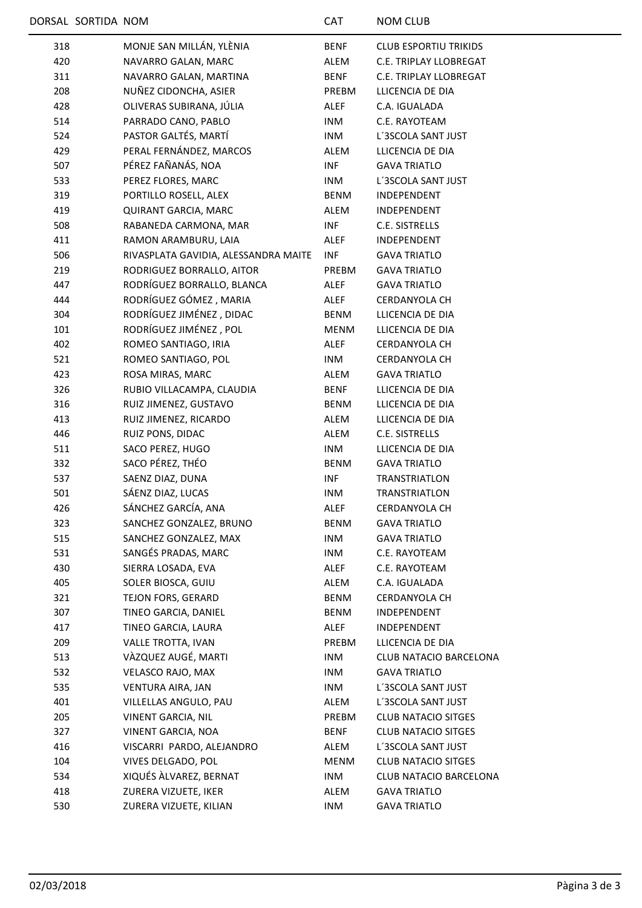| DORSAL | SORTIDA | NOM | CAT | NOM CLUB |
|---|---|---|---|---|
| 318 | | MONJE SAN MILLÁN, YLÈNIA | BENF | CLUB ESPORTIU TRIKIDS |
| 420 | | NAVARRO GALAN, MARC | ALEM | C.E. TRIPLAY LLOBREGAT |
| 311 | | NAVARRO GALAN, MARTINA | BENF | C.E. TRIPLAY LLOBREGAT |
| 208 | | NUÑEZ CIDONCHA, ASIER | PREBM | LLICENCIA DE DIA |
| 428 | | OLIVERAS SUBIRANA, JÚLIA | ALEF | C.A. IGUALADA |
| 514 | | PARRADO CANO, PABLO | INM | C.E. RAYOTEAM |
| 524 | | PASTOR GALTÉS, MARTÍ | INM | L´3SCOLA SANT JUST |
| 429 | | PERAL FERNÁNDEZ, MARCOS | ALEM | LLICENCIA DE DIA |
| 507 | | PÉREZ FAÑANÁS, NOA | INF | GAVA TRIATLO |
| 533 | | PEREZ FLORES, MARC | INM | L´3SCOLA SANT JUST |
| 319 | | PORTILLO ROSELL, ALEX | BENM | INDEPENDENT |
| 419 | | QUIRANT GARCIA, MARC | ALEM | INDEPENDENT |
| 508 | | RABANEDA CARMONA, MAR | INF | C.E. SISTRELLS |
| 411 | | RAMON ARAMBURU, LAIA | ALEF | INDEPENDENT |
| 506 | | RIVASPLATA GAVIDIA, ALESSANDRA MAITE | INF | GAVA TRIATLO |
| 219 | | RODRIGUEZ BORRALLO, AITOR | PREBM | GAVA TRIATLO |
| 447 | | RODRÍGUEZ BORRALLO, BLANCA | ALEF | GAVA TRIATLO |
| 444 | | RODRÍGUEZ GÓMEZ , MARIA | ALEF | CERDANYOLA CH |
| 304 | | RODRÍGUEZ JIMÉNEZ , DIDAC | BENM | LLICENCIA DE DIA |
| 101 | | RODRÍGUEZ JIMÉNEZ , POL | MENM | LLICENCIA DE DIA |
| 402 | | ROMEO SANTIAGO, IRIA | ALEF | CERDANYOLA CH |
| 521 | | ROMEO SANTIAGO, POL | INM | CERDANYOLA CH |
| 423 | | ROSA MIRAS, MARC | ALEM | GAVA TRIATLO |
| 326 | | RUBIO VILLACAMPA, CLAUDIA | BENF | LLICENCIA DE DIA |
| 316 | | RUIZ JIMENEZ, GUSTAVO | BENM | LLICENCIA DE DIA |
| 413 | | RUIZ JIMENEZ, RICARDO | ALEM | LLICENCIA DE DIA |
| 446 | | RUIZ PONS, DIDAC | ALEM | C.E. SISTRELLS |
| 511 | | SACO PEREZ, HUGO | INM | LLICENCIA DE DIA |
| 332 | | SACO PÉREZ, THÉO | BENM | GAVA TRIATLO |
| 537 | | SAENZ DIAZ, DUNA | INF | TRANSTRIATLON |
| 501 | | SÁENZ DIAZ, LUCAS | INM | TRANSTRIATLON |
| 426 | | SÁNCHEZ GARCÍA, ANA | ALEF | CERDANYOLA CH |
| 323 | | SANCHEZ GONZALEZ, BRUNO | BENM | GAVA TRIATLO |
| 515 | | SANCHEZ GONZALEZ, MAX | INM | GAVA TRIATLO |
| 531 | | SANGÉS PRADAS, MARC | INM | C.E. RAYOTEAM |
| 430 | | SIERRA LOSADA, EVA | ALEF | C.E. RAYOTEAM |
| 405 | | SOLER BIOSCA, GUIU | ALEM | C.A. IGUALADA |
| 321 | | TEJON FORS, GERARD | BENM | CERDANYOLA CH |
| 307 | | TINEO GARCIA, DANIEL | BENM | INDEPENDENT |
| 417 | | TINEO GARCIA, LAURA | ALEF | INDEPENDENT |
| 209 | | VALLE TROTTA, IVAN | PREBM | LLICENCIA DE DIA |
| 513 | | VÀZQUEZ AUGÉ, MARTI | INM | CLUB NATACIO BARCELONA |
| 532 | | VELASCO RAJO, MAX | INM | GAVA TRIATLO |
| 535 | | VENTURA AIRA, JAN | INM | L´3SCOLA SANT JUST |
| 401 | | VILLELLAS ANGULO, PAU | ALEM | L´3SCOLA SANT JUST |
| 205 | | VINENT GARCIA, NIL | PREBM | CLUB NATACIO SITGES |
| 327 | | VINENT GARCIA, NOA | BENF | CLUB NATACIO SITGES |
| 416 | | VISCARRI PARDO, ALEJANDRO | ALEM | L´3SCOLA SANT JUST |
| 104 | | VIVES DELGADO, POL | MENM | CLUB NATACIO SITGES |
| 534 | | XIQUÉS ÀLVAREZ, BERNAT | INM | CLUB NATACIO BARCELONA |
| 418 | | ZURERA VIZUETE, IKER | ALEM | GAVA TRIATLO |
| 530 | | ZURERA VIZUETE, KILIAN | INM | GAVA TRIATLO |

02/03/2018